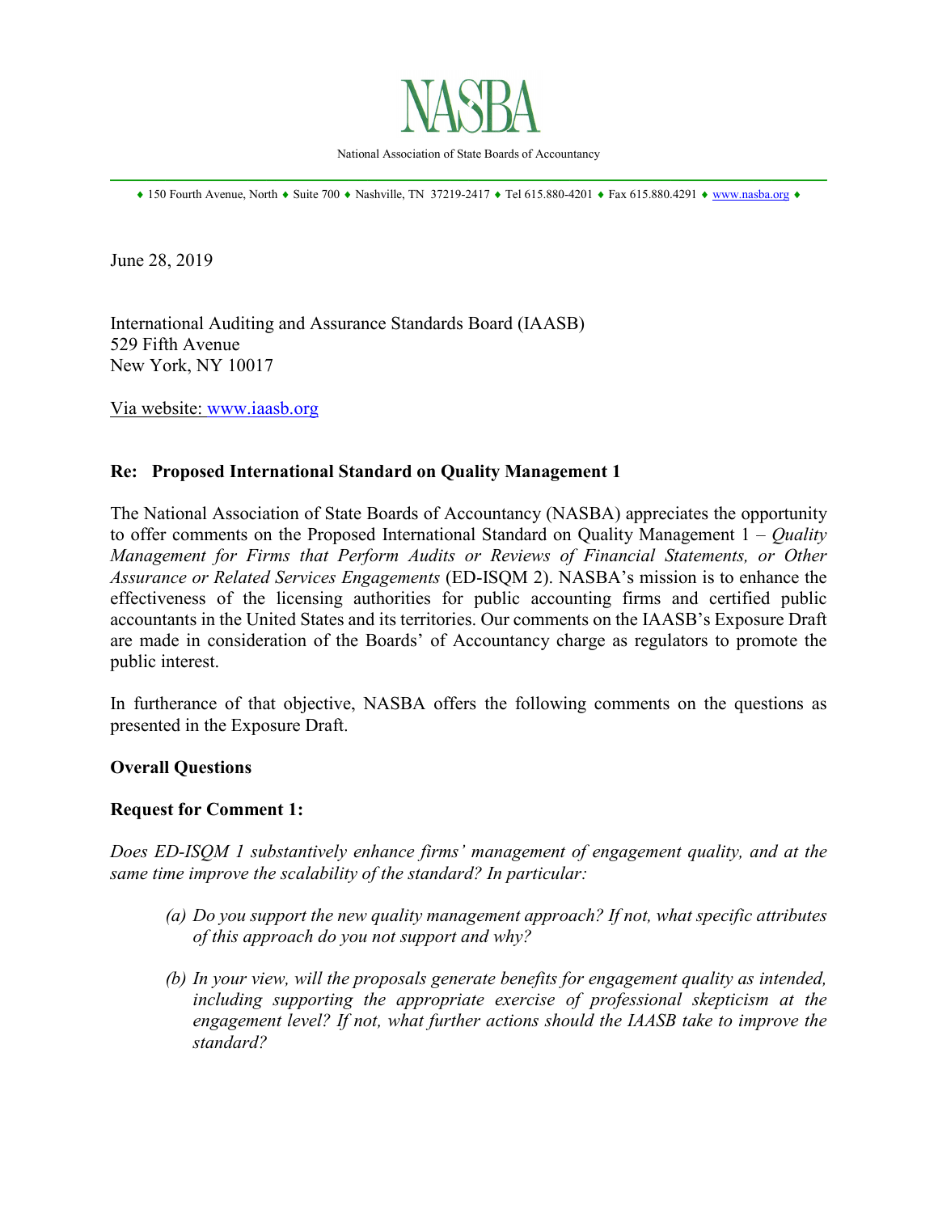# NASBA

National Association of State Boards of Accountancy

♦ 150 Fourth Avenue, North ♦ Suite 700 ♦ Nashville, TN 37219-2417 ♦ Tel 615.880-4201 ♦ Fax 615.880.4291 ♦ www.nasba.org ♦

June 28, 2019

International Auditing and Assurance Standards Board (IAASB)
529 Fifth Avenue
New York, NY 10017

Via website: www.iaasb.org

**Re: Proposed International Standard on Quality Management 1**

The National Association of State Boards of Accountancy (NASBA) appreciates the opportunity to offer comments on the Proposed International Standard on Quality Management 1 – *Quality Management for Firms that Perform Audits or Reviews of Financial Statements, or Other Assurance or Related Services Engagements* (ED-ISQM 2). NASBA's mission is to enhance the effectiveness of the licensing authorities for public accounting firms and certified public accountants in the United States and its territories. Our comments on the IAASB's Exposure Draft are made in consideration of the Boards' of Accountancy charge as regulators to promote the public interest.

In furtherance of that objective, NASBA offers the following comments on the questions as presented in the Exposure Draft.

**Overall Questions**

**Request for Comment 1:**

*Does ED-ISQM 1 substantively enhance firms' management of engagement quality, and at the same time improve the scalability of the standard? In particular:*

*(a) Do you support the new quality management approach? If not, what specific attributes of this approach do you not support and why?*

*(b) In your view, will the proposals generate benefits for engagement quality as intended, including supporting the appropriate exercise of professional skepticism at the engagement level? If not, what further actions should the IAASB take to improve the standard?*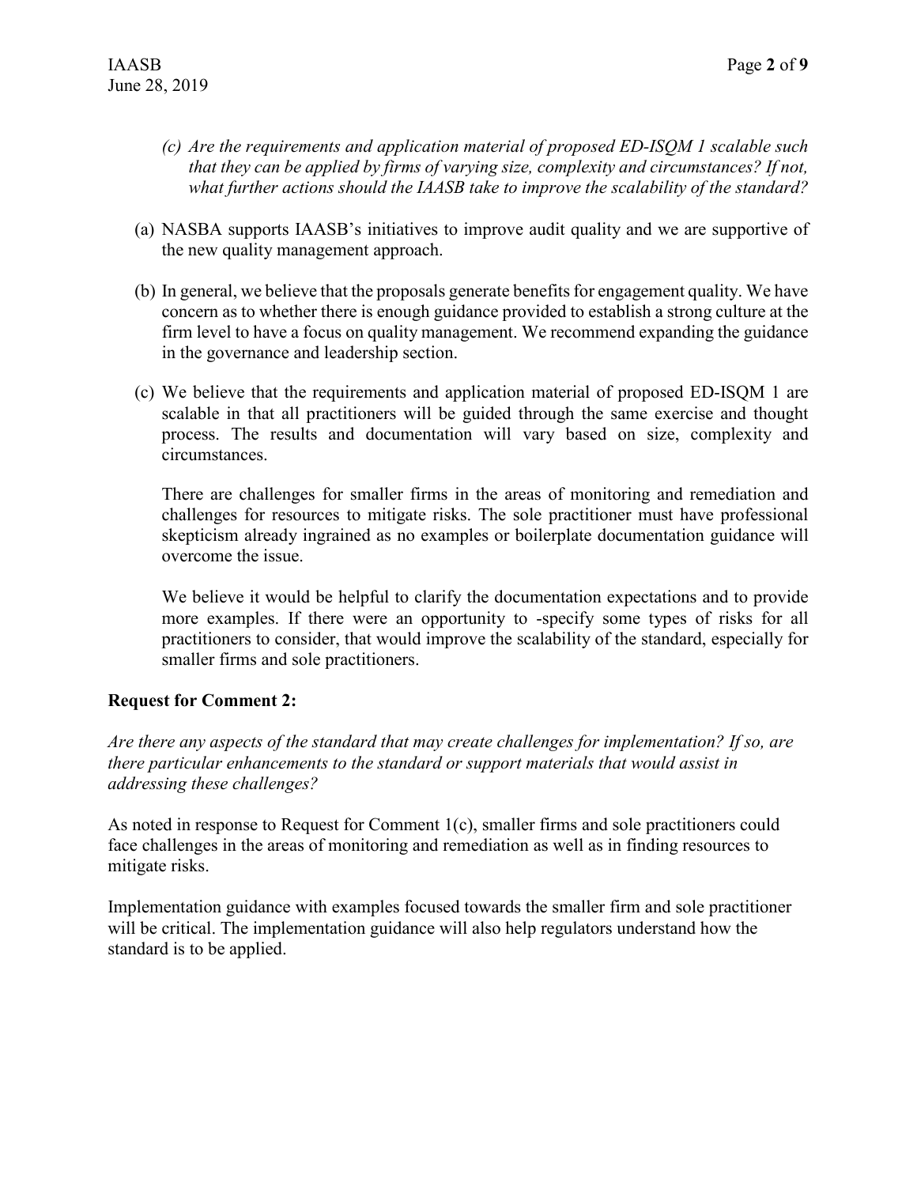*(c) Are the requirements and application material of proposed ED-ISQM 1 scalable such that they can be applied by firms of varying size, complexity and circumstances? If not, what further actions should the IAASB take to improve the scalability of the standard?*

(a) NASBA supports IAASB's initiatives to improve audit quality and we are supportive of the new quality management approach.

(b) In general, we believe that the proposals generate benefits for engagement quality. We have concern as to whether there is enough guidance provided to establish a strong culture at the firm level to have a focus on quality management. We recommend expanding the guidance in the governance and leadership section.

(c) We believe that the requirements and application material of proposed ED-ISQM 1 are scalable in that all practitioners will be guided through the same exercise and thought process. The results and documentation will vary based on size, complexity and circumstances.

    There are challenges for smaller firms in the areas of monitoring and remediation and challenges for resources to mitigate risks. The sole practitioner must have professional skepticism already ingrained as no examples or boilerplate documentation guidance will overcome the issue.

    We believe it would be helpful to clarify the documentation expectations and to provide more examples. If there were an opportunity to -specify some types of risks for all practitioners to consider, that would improve the scalability of the standard, especially for smaller firms and sole practitioners.

**Request for Comment 2:**

*Are there any aspects of the standard that may create challenges for implementation? If so, are there particular enhancements to the standard or support materials that would assist in addressing these challenges?*

As noted in response to Request for Comment 1(c), smaller firms and sole practitioners could face challenges in the areas of monitoring and remediation as well as in finding resources to mitigate risks.

Implementation guidance with examples focused towards the smaller firm and sole practitioner will be critical. The implementation guidance will also help regulators understand how the standard is to be applied.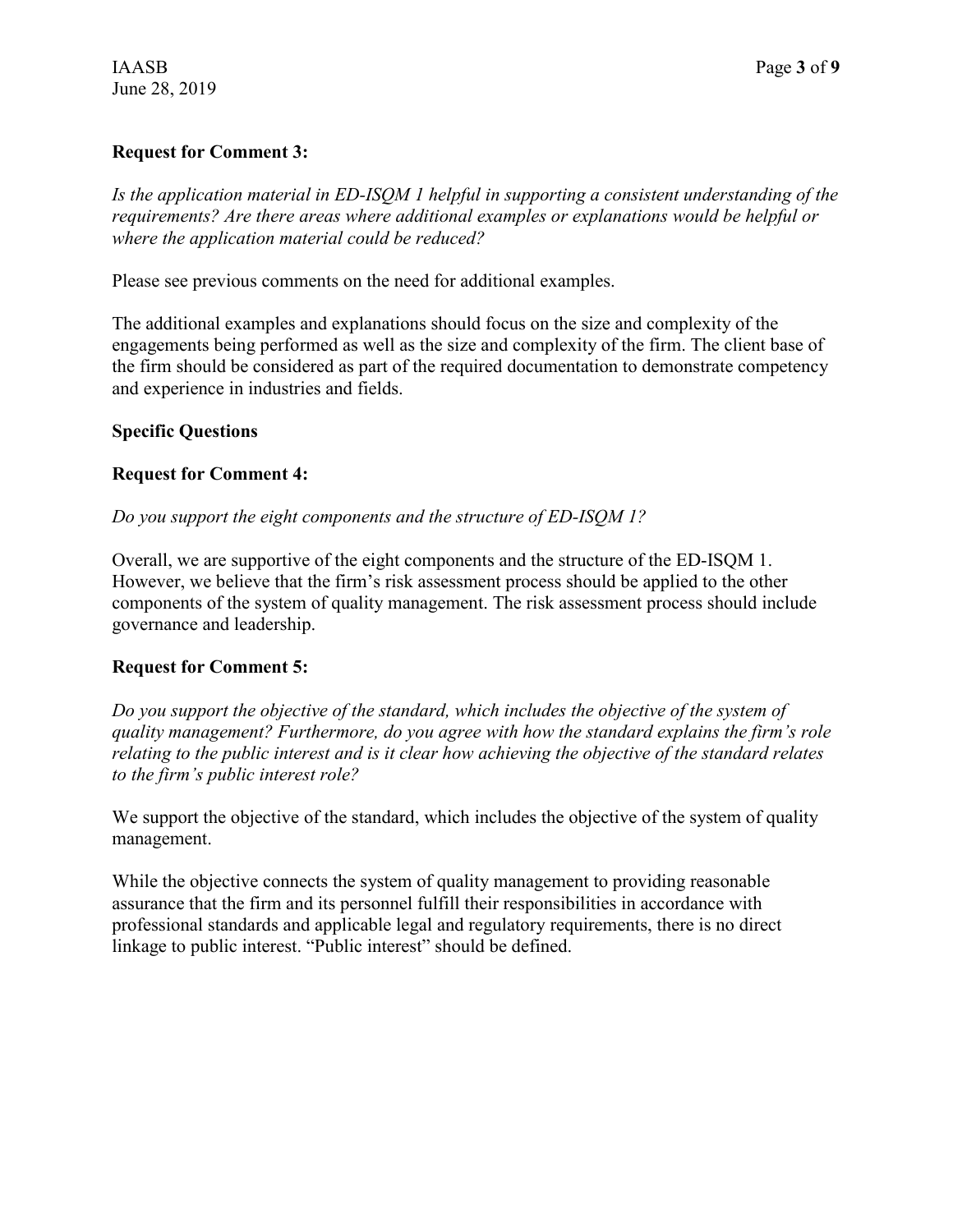**Request for Comment 3:**

*Is the application material in ED-ISQM 1 helpful in supporting a consistent understanding of the requirements? Are there areas where additional examples or explanations would be helpful or where the application material could be reduced?*

Please see previous comments on the need for additional examples.

The additional examples and explanations should focus on the size and complexity of the engagements being performed as well as the size and complexity of the firm. The client base of the firm should be considered as part of the required documentation to demonstrate competency and experience in industries and fields.

**Specific Questions**

**Request for Comment 4:**

*Do you support the eight components and the structure of ED-ISQM 1?*

Overall, we are supportive of the eight components and the structure of the ED-ISQM 1. However, we believe that the firm's risk assessment process should be applied to the other components of the system of quality management. The risk assessment process should include governance and leadership.

**Request for Comment 5:**

*Do you support the objective of the standard, which includes the objective of the system of quality management? Furthermore, do you agree with how the standard explains the firm's role relating to the public interest and is it clear how achieving the objective of the standard relates to the firm's public interest role?*

We support the objective of the standard, which includes the objective of the system of quality management.

While the objective connects the system of quality management to providing reasonable assurance that the firm and its personnel fulfill their responsibilities in accordance with professional standards and applicable legal and regulatory requirements, there is no direct linkage to public interest. "Public interest" should be defined.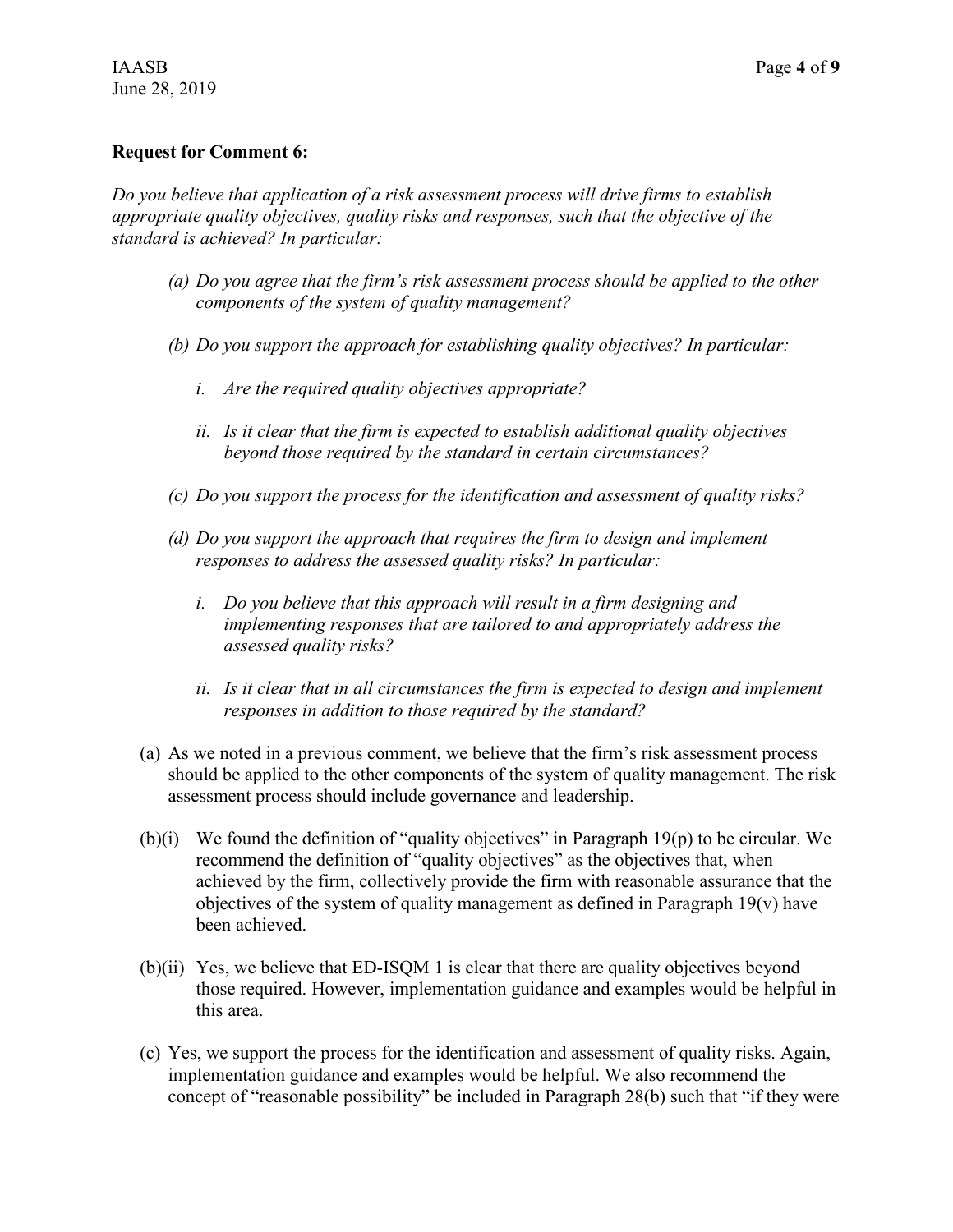**Request for Comment 6:**

*Do you believe that application of a risk assessment process will drive firms to establish appropriate quality objectives, quality risks and responses, such that the objective of the standard is achieved? In particular:*

> *(a) Do you agree that the firm's risk assessment process should be applied to the other components of the system of quality management?*
>
> *(b) Do you support the approach for establishing quality objectives? In particular:*
>
> > *i. Are the required quality objectives appropriate?*
> >
> > *ii. Is it clear that the firm is expected to establish additional quality objectives beyond those required by the standard in certain circumstances?*
>
> *(c) Do you support the process for the identification and assessment of quality risks?*
>
> *(d) Do you support the approach that requires the firm to design and implement responses to address the assessed quality risks? In particular:*
>
> > *i. Do you believe that this approach will result in a firm designing and implementing responses that are tailored to and appropriately address the assessed quality risks?*
> >
> > *ii. Is it clear that in all circumstances the firm is expected to design and implement responses in addition to those required by the standard?*

(a) As we noted in a previous comment, we believe that the firm's risk assessment process should be applied to the other components of the system of quality management. The risk assessment process should include governance and leadership.

(b)(i) We found the definition of "quality objectives" in Paragraph 19(p) to be circular. We recommend the definition of "quality objectives" as the objectives that, when achieved by the firm, collectively provide the firm with reasonable assurance that the objectives of the system of quality management as defined in Paragraph 19(v) have been achieved.

(b)(ii) Yes, we believe that ED-ISQM 1 is clear that there are quality objectives beyond those required. However, implementation guidance and examples would be helpful in this area.

(c) Yes, we support the process for the identification and assessment of quality risks. Again, implementation guidance and examples would be helpful. We also recommend the concept of "reasonable possibility" be included in Paragraph 28(b) such that "if they were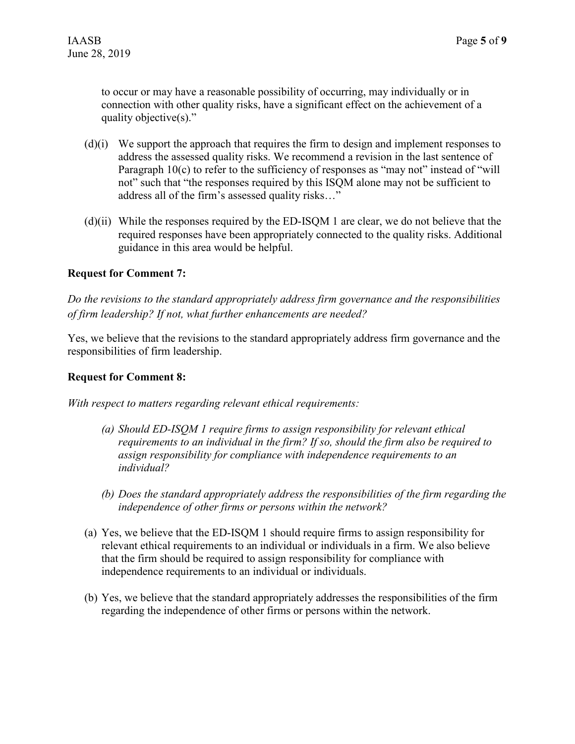to occur or may have a reasonable possibility of occurring, may individually or in connection with other quality risks, have a significant effect on the achievement of a quality objective(s)."

(d)(i) We support the approach that requires the firm to design and implement responses to address the assessed quality risks. We recommend a revision in the last sentence of Paragraph 10(c) to refer to the sufficiency of responses as "may not" instead of "will not" such that "the responses required by this ISQM alone may not be sufficient to address all of the firm's assessed quality risks…"

(d)(ii) While the responses required by the ED-ISQM 1 are clear, we do not believe that the required responses have been appropriately connected to the quality risks. Additional guidance in this area would be helpful.

**Request for Comment 7:**

*Do the revisions to the standard appropriately address firm governance and the responsibilities of firm leadership? If not, what further enhancements are needed?*

Yes, we believe that the revisions to the standard appropriately address firm governance and the responsibilities of firm leadership.

**Request for Comment 8:**

*With respect to matters regarding relevant ethical requirements:*

*(a) Should ED-ISQM 1 require firms to assign responsibility for relevant ethical requirements to an individual in the firm? If so, should the firm also be required to assign responsibility for compliance with independence requirements to an individual?*

*(b) Does the standard appropriately address the responsibilities of the firm regarding the independence of other firms or persons within the network?*

(a) Yes, we believe that the ED-ISQM 1 should require firms to assign responsibility for relevant ethical requirements to an individual or individuals in a firm. We also believe that the firm should be required to assign responsibility for compliance with independence requirements to an individual or individuals.

(b) Yes, we believe that the standard appropriately addresses the responsibilities of the firm regarding the independence of other firms or persons within the network.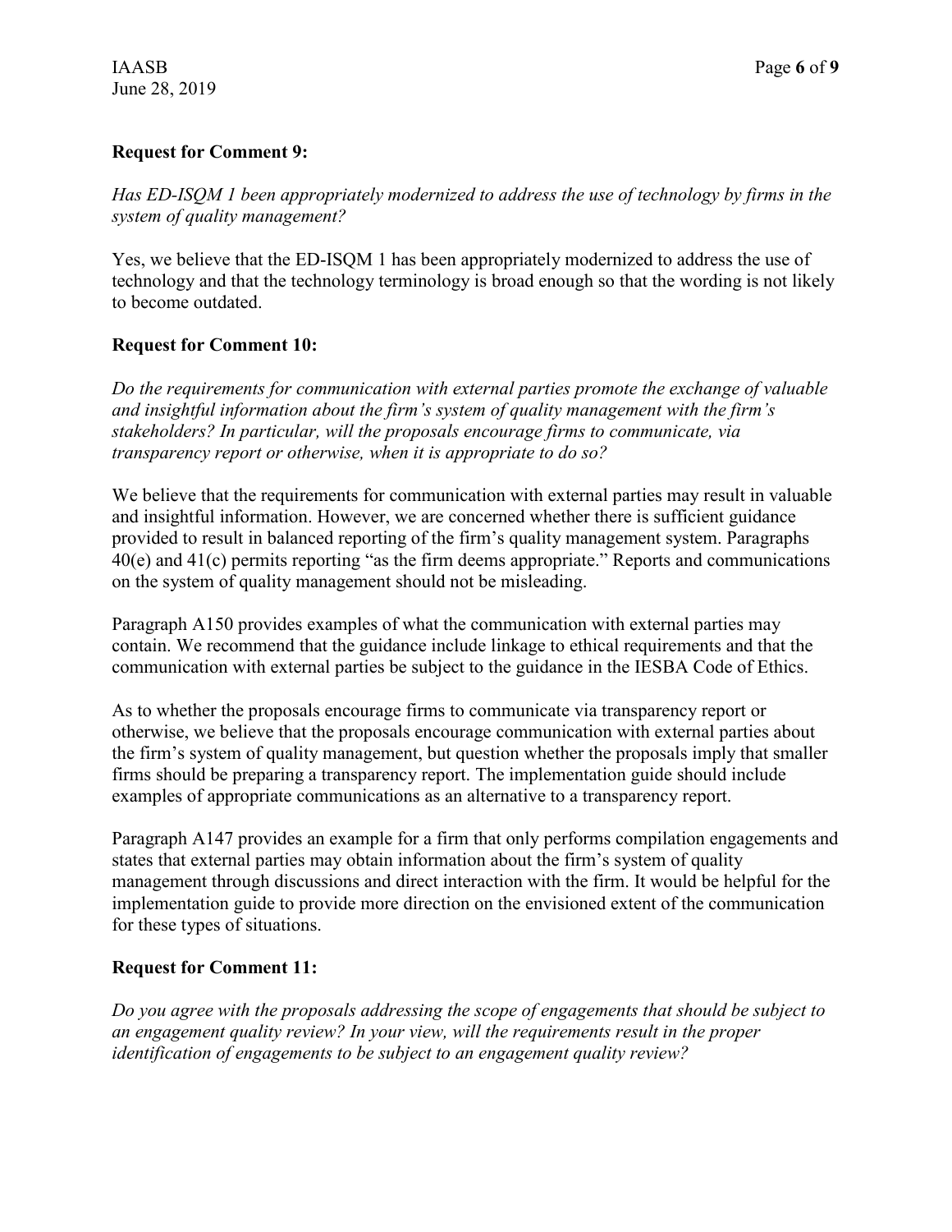**Request for Comment 9:**

*Has ED-ISQM 1 been appropriately modernized to address the use of technology by firms in the system of quality management?*

Yes, we believe that the ED-ISQM 1 has been appropriately modernized to address the use of technology and that the technology terminology is broad enough so that the wording is not likely to become outdated.

**Request for Comment 10:**

*Do the requirements for communication with external parties promote the exchange of valuable and insightful information about the firm's system of quality management with the firm's stakeholders? In particular, will the proposals encourage firms to communicate, via transparency report or otherwise, when it is appropriate to do so?*

We believe that the requirements for communication with external parties may result in valuable and insightful information. However, we are concerned whether there is sufficient guidance provided to result in balanced reporting of the firm's quality management system. Paragraphs 40(e) and 41(c) permits reporting "as the firm deems appropriate." Reports and communications on the system of quality management should not be misleading.

Paragraph A150 provides examples of what the communication with external parties may contain. We recommend that the guidance include linkage to ethical requirements and that the communication with external parties be subject to the guidance in the IESBA Code of Ethics.

As to whether the proposals encourage firms to communicate via transparency report or otherwise, we believe that the proposals encourage communication with external parties about the firm's system of quality management, but question whether the proposals imply that smaller firms should be preparing a transparency report. The implementation guide should include examples of appropriate communications as an alternative to a transparency report.

Paragraph A147 provides an example for a firm that only performs compilation engagements and states that external parties may obtain information about the firm's system of quality management through discussions and direct interaction with the firm. It would be helpful for the implementation guide to provide more direction on the envisioned extent of the communication for these types of situations.

**Request for Comment 11:**

*Do you agree with the proposals addressing the scope of engagements that should be subject to an engagement quality review? In your view, will the requirements result in the proper identification of engagements to be subject to an engagement quality review?*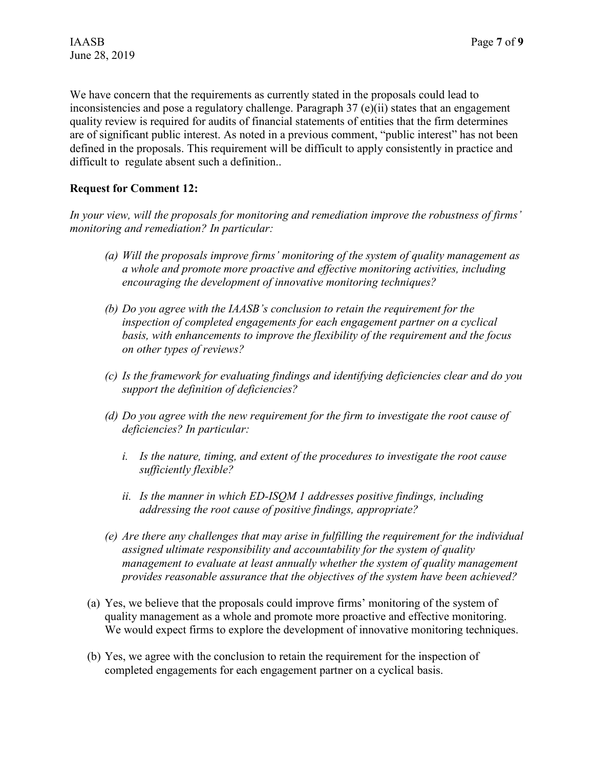We have concern that the requirements as currently stated in the proposals could lead to inconsistencies and pose a regulatory challenge. Paragraph 37 (e)(ii) states that an engagement quality review is required for audits of financial statements of entities that the firm determines are of significant public interest. As noted in a previous comment, "public interest" has not been defined in the proposals. This requirement will be difficult to apply consistently in practice and difficult to regulate absent such a definition..

**Request for Comment 12:**

*In your view, will the proposals for monitoring and remediation improve the robustness of firms' monitoring and remediation? In particular:*

*(a) Will the proposals improve firms' monitoring of the system of quality management as a whole and promote more proactive and effective monitoring activities, including encouraging the development of innovative monitoring techniques?*

*(b) Do you agree with the IAASB's conclusion to retain the requirement for the inspection of completed engagements for each engagement partner on a cyclical basis, with enhancements to improve the flexibility of the requirement and the focus on other types of reviews?*

*(c) Is the framework for evaluating findings and identifying deficiencies clear and do you support the definition of deficiencies?*

*(d) Do you agree with the new requirement for the firm to investigate the root cause of deficiencies? In particular:*

*i. Is the nature, timing, and extent of the procedures to investigate the root cause sufficiently flexible?*

*ii. Is the manner in which ED-ISQM 1 addresses positive findings, including addressing the root cause of positive findings, appropriate?*

*(e) Are there any challenges that may arise in fulfilling the requirement for the individual assigned ultimate responsibility and accountability for the system of quality management to evaluate at least annually whether the system of quality management provides reasonable assurance that the objectives of the system have been achieved?*

(a) Yes, we believe that the proposals could improve firms' monitoring of the system of quality management as a whole and promote more proactive and effective monitoring. We would expect firms to explore the development of innovative monitoring techniques.

(b) Yes, we agree with the conclusion to retain the requirement for the inspection of completed engagements for each engagement partner on a cyclical basis.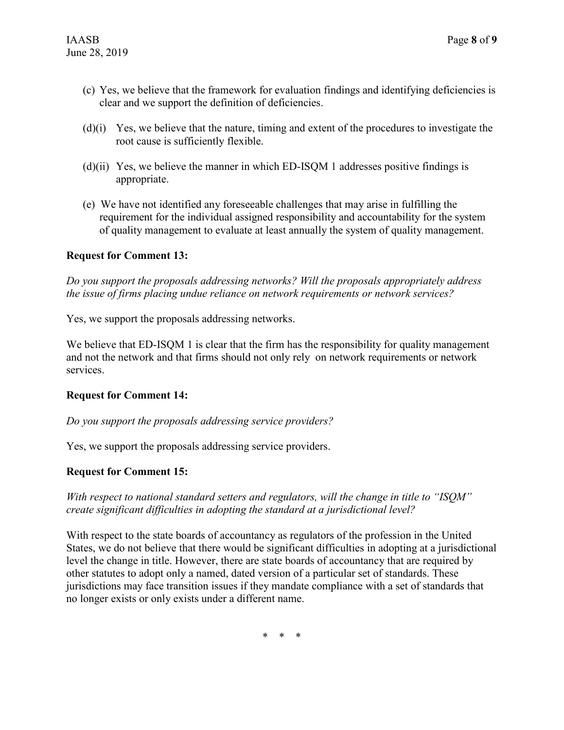(c) Yes, we believe that the framework for evaluation findings and identifying deficiencies is clear and we support the definition of deficiencies.

(d)(i) Yes, we believe that the nature, timing and extent of the procedures to investigate the root cause is sufficiently flexible.

(d)(ii) Yes, we believe the manner in which ED-ISQM 1 addresses positive findings is appropriate.

(e) We have not identified any foreseeable challenges that may arise in fulfilling the requirement for the individual assigned responsibility and accountability for the system of quality management to evaluate at least annually the system of quality management.

**Request for Comment 13:**

*Do you support the proposals addressing networks? Will the proposals appropriately address the issue of firms placing undue reliance on network requirements or network services?*

Yes, we support the proposals addressing networks.

We believe that ED-ISQM 1 is clear that the firm has the responsibility for quality management and not the network and that firms should not only rely on network requirements or network services.

**Request for Comment 14:**

*Do you support the proposals addressing service providers?*

Yes, we support the proposals addressing service providers.

**Request for Comment 15:**

*With respect to national standard setters and regulators, will the change in title to "ISQM" create significant difficulties in adopting the standard at a jurisdictional level?*

With respect to the state boards of accountancy as regulators of the profession in the United States, we do not believe that there would be significant difficulties in adopting at a jurisdictional level the change in title. However, there are state boards of accountancy that are required by other statutes to adopt only a named, dated version of a particular set of standards. These jurisdictions may face transition issues if they mandate compliance with a set of standards that no longer exists or only exists under a different name.

\* \* \*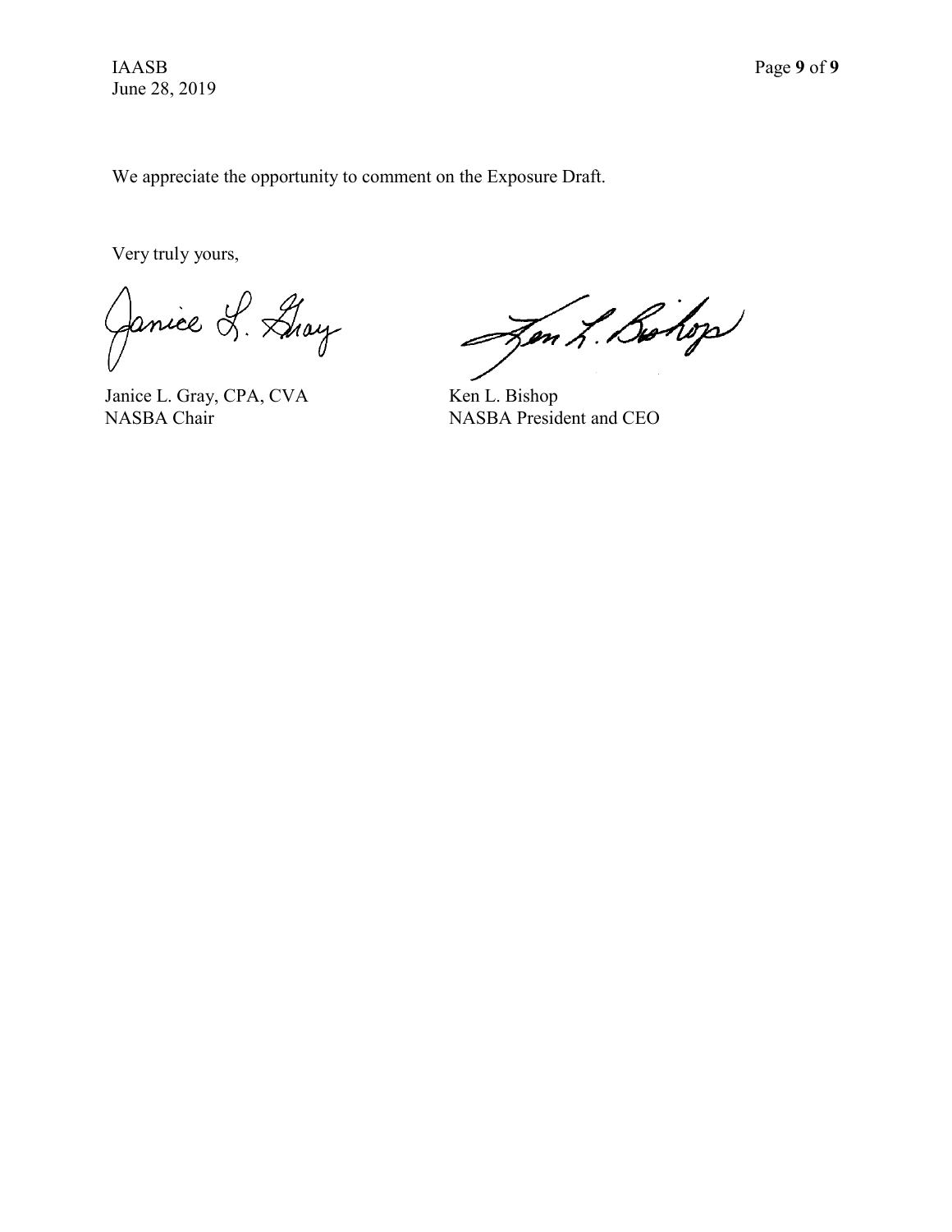We appreciate the opportunity to comment on the Exposure Draft.

Very truly yours,

Janice L. Gray, CPA, CVA
NASBA Chair

Ken L. Bishop
NASBA President and CEO